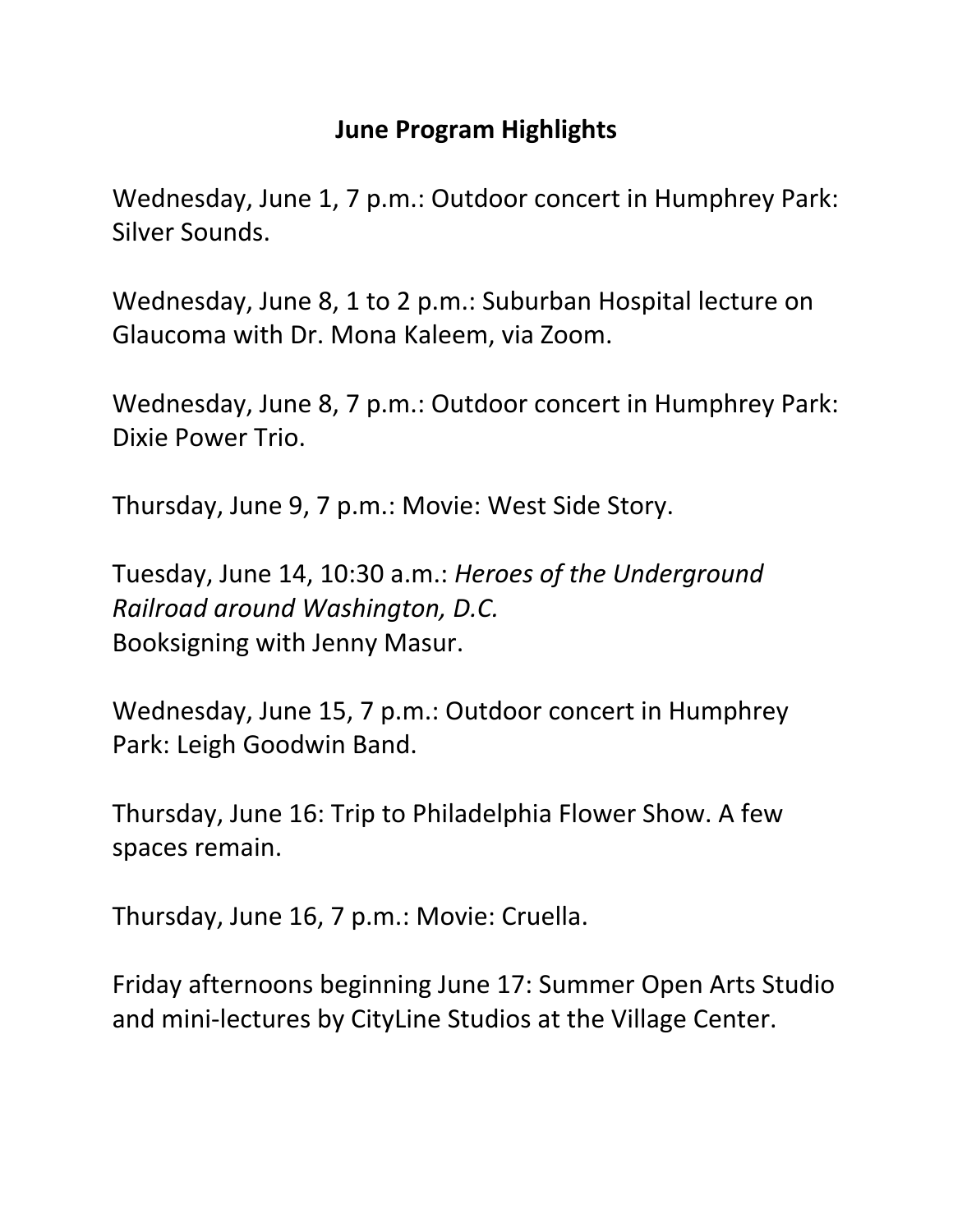## June Program Highlights

Wednesday, June 1, 7 p.m.: Outdoor concert in Humphrey Park: Silver Sounds.

Wednesday, June 8, 1 to 2 p.m.: Suburban Hospital lecture on Glaucoma with Dr. Mona Kaleem, via Zoom.

Wednesday, June 8, 7 p.m.: Outdoor concert in Humphrey Park: Dixie Power Trio.

Thursday, June 9, 7 p.m.: Movie: West Side Story.

Tuesday, June 14, 10:30 a.m.: *Heroes of the Underground Railroad around Washington, D.C.*
Booksigning with Jenny Masur.

Wednesday, June 15, 7 p.m.: Outdoor concert in Humphrey Park: Leigh Goodwin Band.

Thursday, June 16: Trip to Philadelphia Flower Show. A few spaces remain.

Thursday, June 16, 7 p.m.: Movie: Cruella.

Friday afternoons beginning June 17: Summer Open Arts Studio and mini-lectures by CityLine Studios at the Village Center.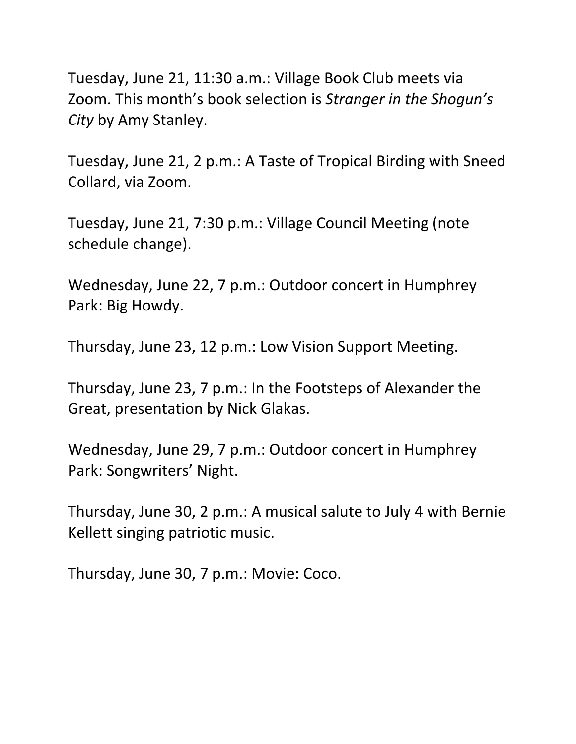Tuesday, June 21, 11:30 a.m.: Village Book Club meets via Zoom. This month's book selection is *Stranger in the Shogun's City* by Amy Stanley.

Tuesday, June 21, 2 p.m.: A Taste of Tropical Birding with Sneed Collard, via Zoom.

Tuesday, June 21, 7:30 p.m.: Village Council Meeting (note schedule change).

Wednesday, June 22, 7 p.m.: Outdoor concert in Humphrey Park: Big Howdy.

Thursday, June 23, 12 p.m.: Low Vision Support Meeting.

Thursday, June 23, 7 p.m.: In the Footsteps of Alexander the Great, presentation by Nick Glakas.

Wednesday, June 29, 7 p.m.: Outdoor concert in Humphrey Park: Songwriters' Night.

Thursday, June 30, 2 p.m.: A musical salute to July 4 with Bernie Kellett singing patriotic music.

Thursday, June 30, 7 p.m.: Movie: Coco.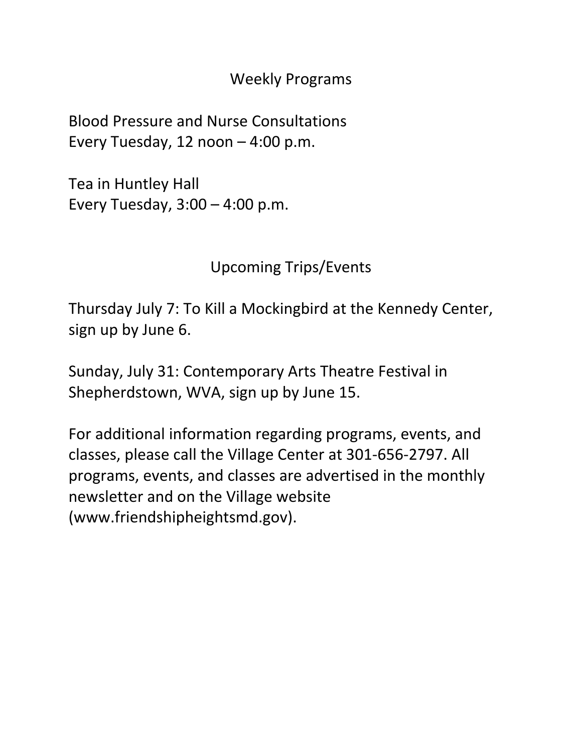## Weekly Programs

Blood Pressure and Nurse Consultations
Every Tuesday, 12 noon – 4:00 p.m.

Tea in Huntley Hall
Every Tuesday, 3:00 – 4:00 p.m.

## Upcoming Trips/Events

Thursday July 7: To Kill a Mockingbird at the Kennedy Center, sign up by June 6.

Sunday, July 31: Contemporary Arts Theatre Festival in Shepherdstown, WVA, sign up by June 15.

For additional information regarding programs, events, and classes, please call the Village Center at 301-656-2797. All programs, events, and classes are advertised in the monthly newsletter and on the Village website (www.friendshipheightsmd.gov).